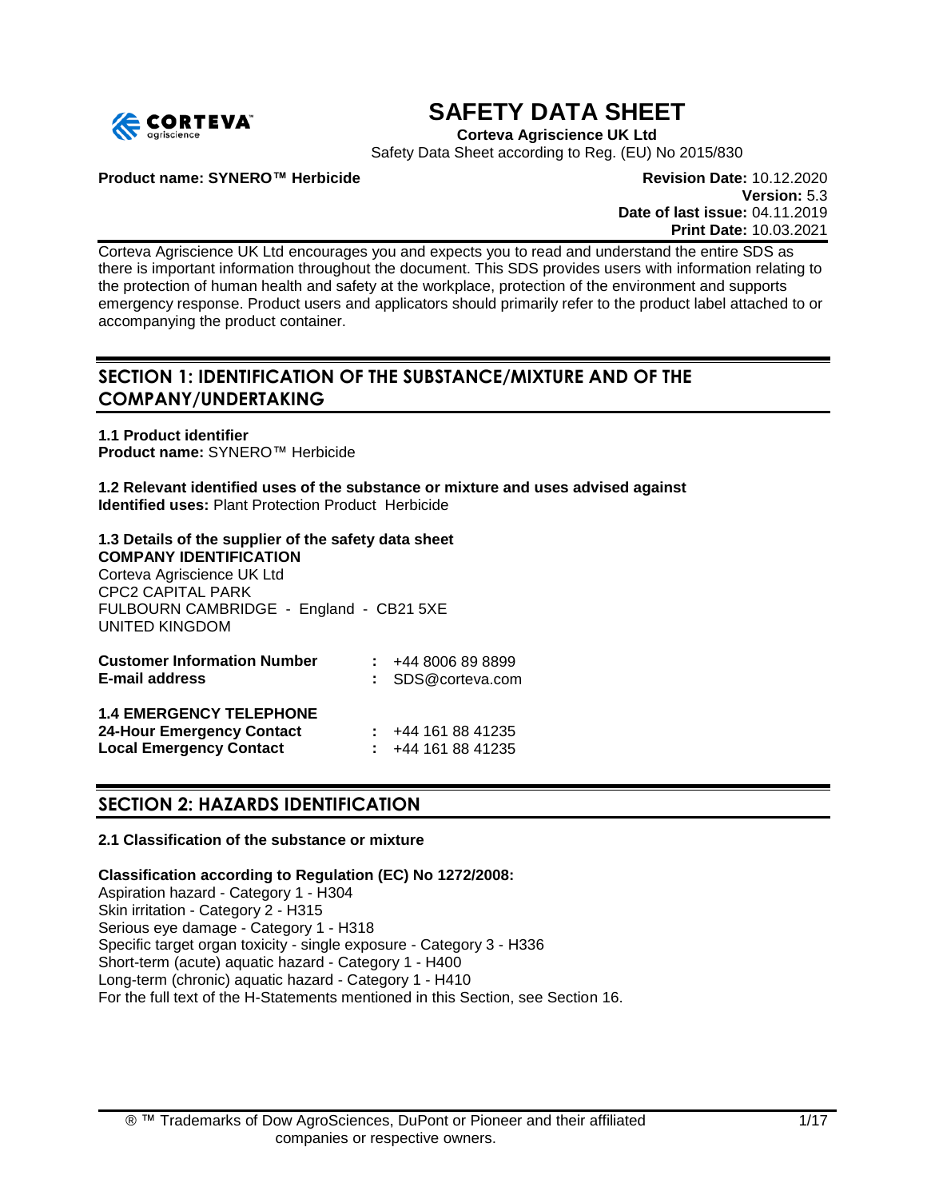# SAFETY DATA SHEET

**Corteva Agriscience UK Ltd**

Safety Data Sheet according to Reg. (EU) No 2015/830

**Product name: SYNERO™ Herbicide**

**Revision Date:** 10.12.2020
**Version:** 5.3
**Date of last issue:** 04.11.2019
**Print Date:** 10.03.2021

Corteva Agriscience UK Ltd encourages you and expects you to read and understand the entire SDS as there is important information throughout the document. This SDS provides users with information relating to the protection of human health and safety at the workplace, protection of the environment and supports emergency response. Product users and applicators should primarily refer to the product label attached to or accompanying the product container.

## SECTION 1: IDENTIFICATION OF THE SUBSTANCE/MIXTURE AND OF THE COMPANY/UNDERTAKING

**1.1 Product identifier**
**Product name:** SYNERO™ Herbicide

**1.2 Relevant identified uses of the substance or mixture and uses advised against**
**Identified uses:** Plant Protection Product Herbicide

**1.3 Details of the supplier of the safety data sheet**
**COMPANY IDENTIFICATION**
Corteva Agriscience UK Ltd
CPC2 CAPITAL PARK
FULBOURN CAMBRIDGE - England - CB21 5XE
UNITED KINGDOM

**Customer Information Number** : +44 8006 89 8899
**E-mail address** : SDS@corteva.com

**1.4 EMERGENCY TELEPHONE**
**24-Hour Emergency Contact** : +44 161 88 41235
**Local Emergency Contact** : +44 161 88 41235

## SECTION 2: HAZARDS IDENTIFICATION

**2.1 Classification of the substance or mixture**

**Classification according to Regulation (EC) No 1272/2008:**
Aspiration hazard - Category 1 - H304
Skin irritation - Category 2 - H315
Serious eye damage - Category 1 - H318
Specific target organ toxicity - single exposure - Category 3 - H336
Short-term (acute) aquatic hazard - Category 1 - H400
Long-term (chronic) aquatic hazard - Category 1 - H410
For the full text of the H-Statements mentioned in this Section, see Section 16.

® ™ Trademarks of Dow AgroSciences, DuPont or Pioneer and their affiliated companies or respective owners.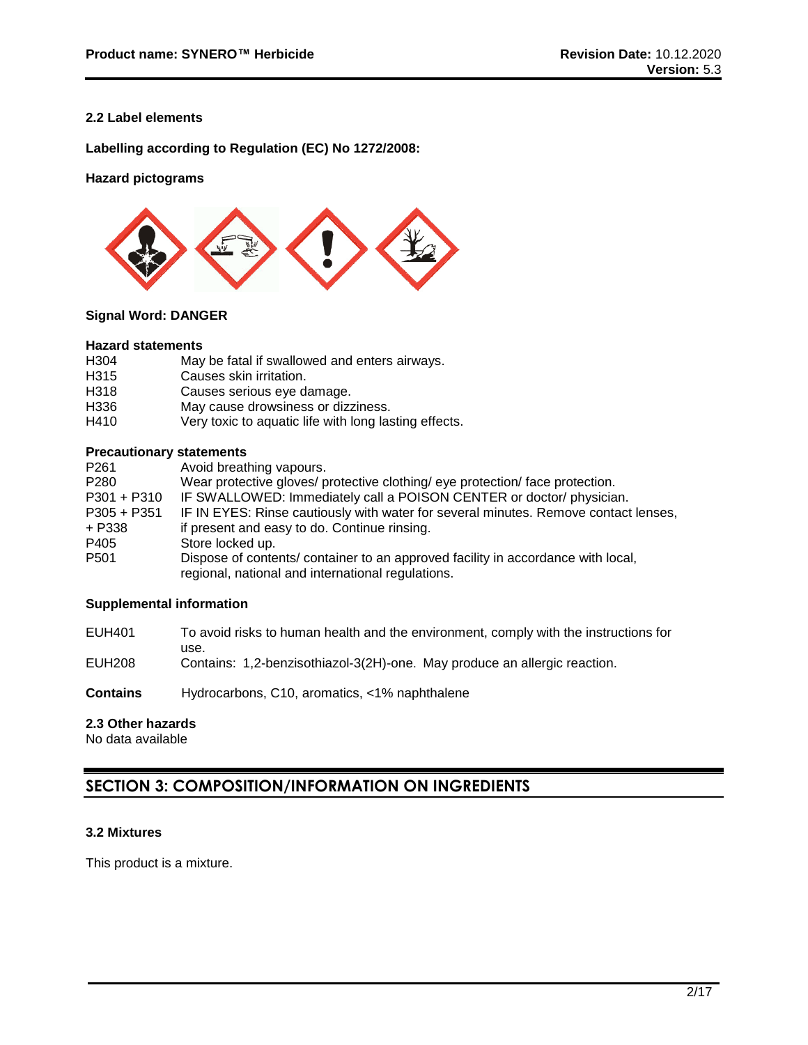### 2.2 Label elements

**Labelling according to Regulation (EC) No 1272/2008:**

**Hazard pictograms**

**Signal Word: DANGER**

**Hazard statements**

| | |
|---|---|
| H304 | May be fatal if swallowed and enters airways. |
| H315 | Causes skin irritation. |
| H318 | Causes serious eye damage. |
| H336 | May cause drowsiness or dizziness. |
| H410 | Very toxic to aquatic life with long lasting effects. |

**Precautionary statements**

| | |
|---|---|
| P261 | Avoid breathing vapours. |
| P280 | Wear protective gloves/ protective clothing/ eye protection/ face protection. |
| P301 + P310 | IF SWALLOWED: Immediately call a POISON CENTER or doctor/ physician. |
| P305 + P351 + P338 | IF IN EYES: Rinse cautiously with water for several minutes. Remove contact lenses, if present and easy to do. Continue rinsing. |
| P405 | Store locked up. |
| P501 | Dispose of contents/ container to an approved facility in accordance with local, regional, national and international regulations. |

**Supplemental information**

| | |
|---|---|
| EUH401 | To avoid risks to human health and the environment, comply with the instructions for use. |
| EUH208 | Contains: 1,2-benzisothiazol-3(2H)-one. May produce an allergic reaction. |

**Contains** Hydrocarbons, C10, aromatics, <1% naphthalene

### 2.3 Other hazards

No data available

## SECTION 3: COMPOSITION/INFORMATION ON INGREDIENTS

### 3.2 Mixtures

This product is a mixture.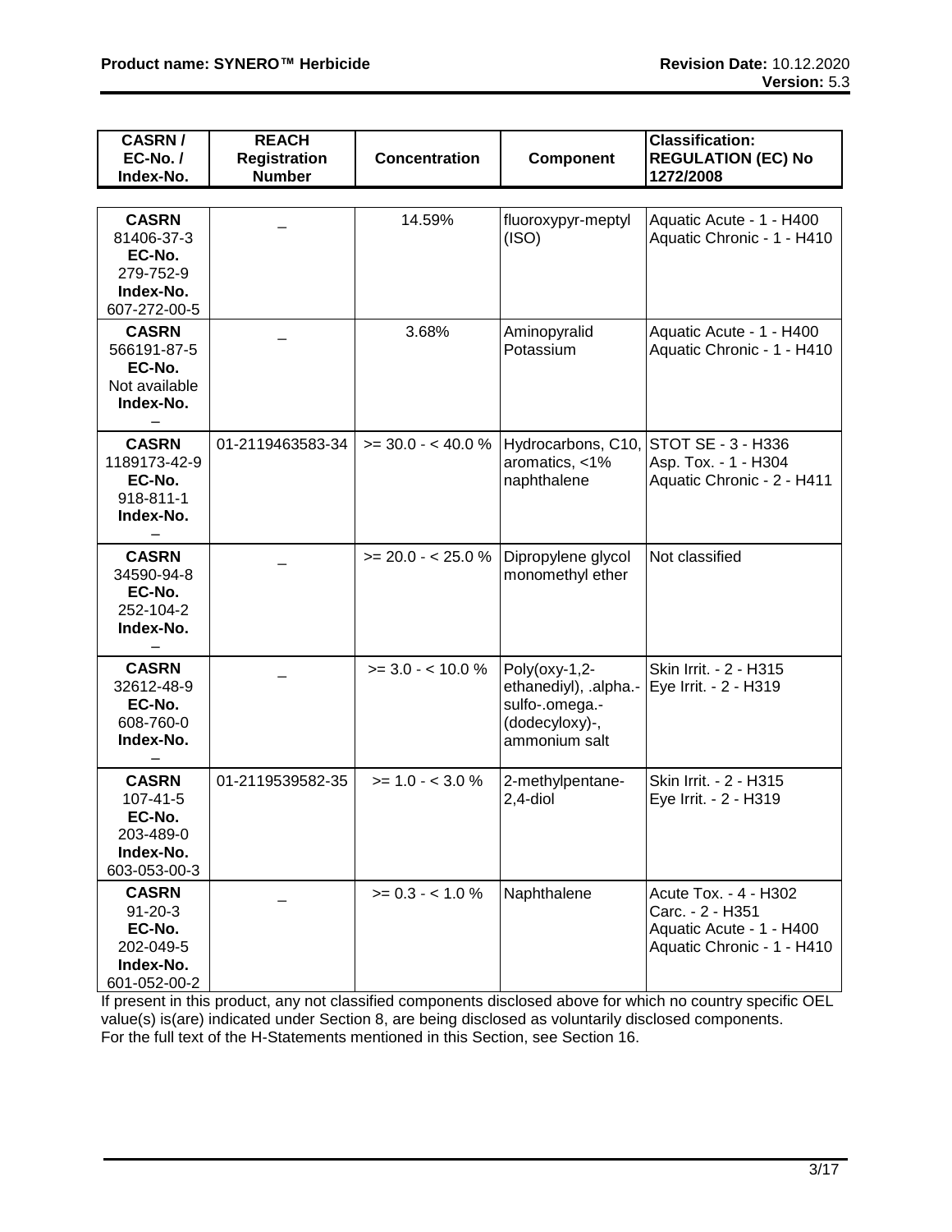| CASRN / EC-No. / Index-No. | REACH Registration Number | Concentration | Component | Classification: REGULATION (EC) No 1272/2008 |
| --- | --- | --- | --- | --- |
| **CASRN** 81406-37-3 **EC-No.** 279-752-9 **Index-No.** 607-272-00-5 | _ | 14.59% | fluoroxypyr-meptyl (ISO) | Aquatic Acute - 1 - H400 Aquatic Chronic - 1 - H410 |
| **CASRN** 566191-87-5 **EC-No.** Not available **Index-No.** – | _ | 3.68% | Aminopyralid Potassium | Aquatic Acute - 1 - H400 Aquatic Chronic - 1 - H410 |
| **CASRN** 1189173-42-9 **EC-No.** 918-811-1 **Index-No.** – | 01-2119463583-34 | >= 30.0 - < 40.0 % | Hydrocarbons, C10, aromatics, <1% naphthalene | STOT SE - 3 - H336 Asp. Tox. - 1 - H304 Aquatic Chronic - 2 - H411 |
| **CASRN** 34590-94-8 **EC-No.** 252-104-2 **Index-No.** – | _ | >= 20.0 - < 25.0 % | Dipropylene glycol monomethyl ether | Not classified |
| **CASRN** 32612-48-9 **EC-No.** 608-760-0 **Index-No.** – | _ | >= 3.0 - < 10.0 % | Poly(oxy-1,2-ethanediyl), .alpha.-sulfo-.omega.-(dodecyloxy)-, ammonium salt | Skin Irrit. - 2 - H315 Eye Irrit. - 2 - H319 |
| **CASRN** 107-41-5 **EC-No.** 203-489-0 **Index-No.** 603-053-00-3 | 01-2119539582-35 | >= 1.0 - < 3.0 % | 2-methylpentane-2,4-diol | Skin Irrit. - 2 - H315 Eye Irrit. - 2 - H319 |
| **CASRN** 91-20-3 **EC-No.** 202-049-5 **Index-No.** 601-052-00-2 | _ | >= 0.3 - < 1.0 % | Naphthalene | Acute Tox. - 4 - H302 Carc. - 2 - H351 Aquatic Acute - 1 - H400 Aquatic Chronic - 1 - H410 |

If present in this product, any not classified components disclosed above for which no country specific OEL value(s) is(are) indicated under Section 8, are being disclosed as voluntarily disclosed components.
For the full text of the H-Statements mentioned in this Section, see Section 16.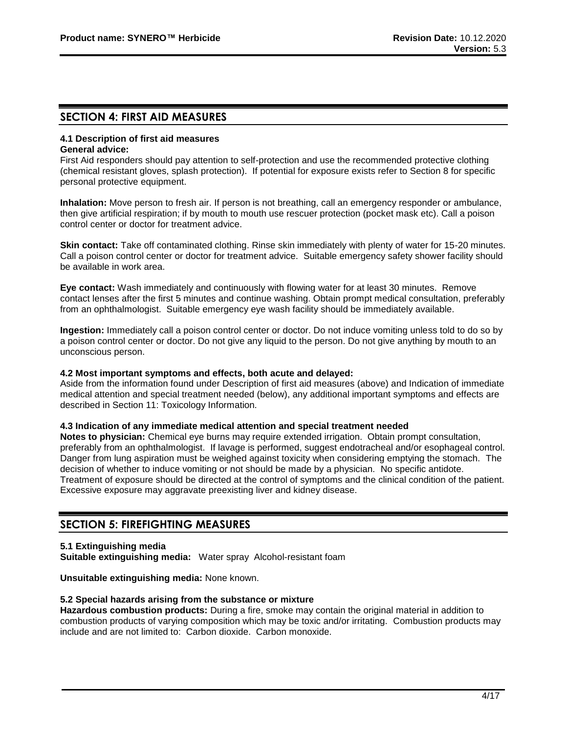## SECTION 4: FIRST AID MEASURES

### 4.1 Description of first aid measures

**General advice:**
First Aid responders should pay attention to self-protection and use the recommended protective clothing (chemical resistant gloves, splash protection). If potential for exposure exists refer to Section 8 for specific personal protective equipment.

**Inhalation:** Move person to fresh air. If person is not breathing, call an emergency responder or ambulance, then give artificial respiration; if by mouth to mouth use rescuer protection (pocket mask etc). Call a poison control center or doctor for treatment advice.

**Skin contact:** Take off contaminated clothing. Rinse skin immediately with plenty of water for 15-20 minutes. Call a poison control center or doctor for treatment advice. Suitable emergency safety shower facility should be available in work area.

**Eye contact:** Wash immediately and continuously with flowing water for at least 30 minutes. Remove contact lenses after the first 5 minutes and continue washing. Obtain prompt medical consultation, preferably from an ophthalmologist. Suitable emergency eye wash facility should be immediately available.

**Ingestion:** Immediately call a poison control center or doctor. Do not induce vomiting unless told to do so by a poison control center or doctor. Do not give any liquid to the person. Do not give anything by mouth to an unconscious person.

### 4.2 Most important symptoms and effects, both acute and delayed:

Aside from the information found under Description of first aid measures (above) and Indication of immediate medical attention and special treatment needed (below), any additional important symptoms and effects are described in Section 11: Toxicology Information.

### 4.3 Indication of any immediate medical attention and special treatment needed

**Notes to physician:** Chemical eye burns may require extended irrigation. Obtain prompt consultation, preferably from an ophthalmologist. If lavage is performed, suggest endotracheal and/or esophageal control. Danger from lung aspiration must be weighed against toxicity when considering emptying the stomach. The decision of whether to induce vomiting or not should be made by a physician. No specific antidote. Treatment of exposure should be directed at the control of symptoms and the clinical condition of the patient. Excessive exposure may aggravate preexisting liver and kidney disease.

## SECTION 5: FIREFIGHTING MEASURES

### 5.1 Extinguishing media

**Suitable extinguishing media:** Water spray Alcohol-resistant foam

**Unsuitable extinguishing media:** None known.

### 5.2 Special hazards arising from the substance or mixture

**Hazardous combustion products:** During a fire, smoke may contain the original material in addition to combustion products of varying composition which may be toxic and/or irritating. Combustion products may include and are not limited to: Carbon dioxide. Carbon monoxide.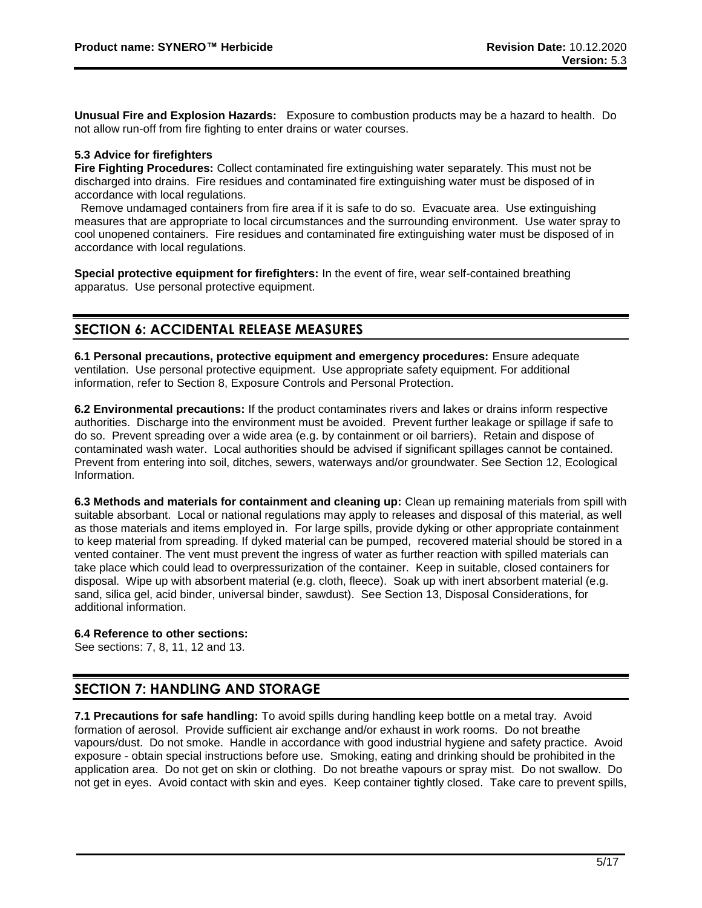**Unusual Fire and Explosion Hazards:** Exposure to combustion products may be a hazard to health. Do not allow run-off from fire fighting to enter drains or water courses.

**5.3 Advice for firefighters**

**Fire Fighting Procedures:** Collect contaminated fire extinguishing water separately. This must not be discharged into drains. Fire residues and contaminated fire extinguishing water must be disposed of in accordance with local regulations.

Remove undamaged containers from fire area if it is safe to do so. Evacuate area. Use extinguishing measures that are appropriate to local circumstances and the surrounding environment. Use water spray to cool unopened containers. Fire residues and contaminated fire extinguishing water must be disposed of in accordance with local regulations.

**Special protective equipment for firefighters:** In the event of fire, wear self-contained breathing apparatus. Use personal protective equipment.

## SECTION 6: ACCIDENTAL RELEASE MEASURES

**6.1 Personal precautions, protective equipment and emergency procedures:** Ensure adequate ventilation. Use personal protective equipment. Use appropriate safety equipment. For additional information, refer to Section 8, Exposure Controls and Personal Protection.

**6.2 Environmental precautions:** If the product contaminates rivers and lakes or drains inform respective authorities. Discharge into the environment must be avoided. Prevent further leakage or spillage if safe to do so. Prevent spreading over a wide area (e.g. by containment or oil barriers). Retain and dispose of contaminated wash water. Local authorities should be advised if significant spillages cannot be contained. Prevent from entering into soil, ditches, sewers, waterways and/or groundwater. See Section 12, Ecological Information.

**6.3 Methods and materials for containment and cleaning up:** Clean up remaining materials from spill with suitable absorbant. Local or national regulations may apply to releases and disposal of this material, as well as those materials and items employed in. For large spills, provide dyking or other appropriate containment to keep material from spreading. If dyked material can be pumped, recovered material should be stored in a vented container. The vent must prevent the ingress of water as further reaction with spilled materials can take place which could lead to overpressurization of the container. Keep in suitable, closed containers for disposal. Wipe up with absorbent material (e.g. cloth, fleece). Soak up with inert absorbent material (e.g. sand, silica gel, acid binder, universal binder, sawdust). See Section 13, Disposal Considerations, for additional information.

**6.4 Reference to other sections:**

See sections: 7, 8, 11, 12 and 13.

## SECTION 7: HANDLING AND STORAGE

**7.1 Precautions for safe handling:** To avoid spills during handling keep bottle on a metal tray. Avoid formation of aerosol. Provide sufficient air exchange and/or exhaust in work rooms. Do not breathe vapours/dust. Do not smoke. Handle in accordance with good industrial hygiene and safety practice. Avoid exposure - obtain special instructions before use. Smoking, eating and drinking should be prohibited in the application area. Do not get on skin or clothing. Do not breathe vapours or spray mist. Do not swallow. Do not get in eyes. Avoid contact with skin and eyes. Keep container tightly closed. Take care to prevent spills,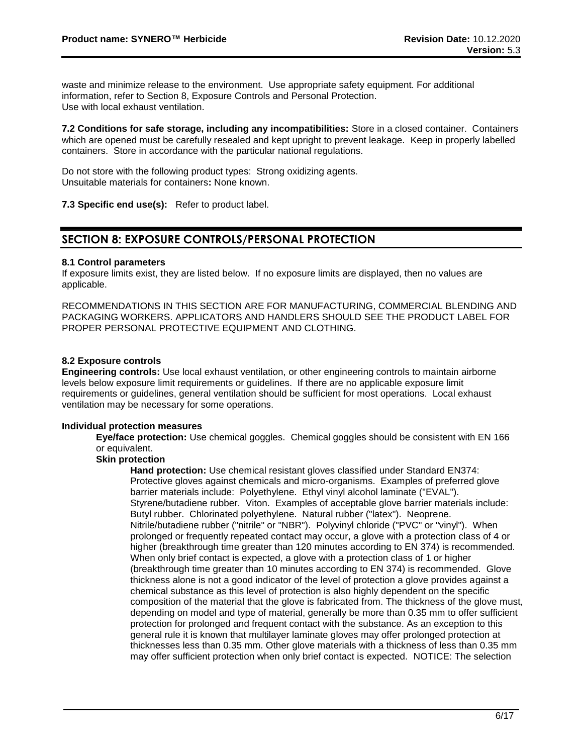waste and minimize release to the environment. Use appropriate safety equipment. For additional information, refer to Section 8, Exposure Controls and Personal Protection.
Use with local exhaust ventilation.

**7.2 Conditions for safe storage, including any incompatibilities:** Store in a closed container. Containers which are opened must be carefully resealed and kept upright to prevent leakage. Keep in properly labelled containers. Store in accordance with the particular national regulations.

Do not store with the following product types: Strong oxidizing agents.
Unsuitable materials for containers**:** None known.

**7.3 Specific end use(s):** Refer to product label.

## SECTION 8: EXPOSURE CONTROLS/PERSONAL PROTECTION

### 8.1 Control parameters

If exposure limits exist, they are listed below. If no exposure limits are displayed, then no values are applicable.

RECOMMENDATIONS IN THIS SECTION ARE FOR MANUFACTURING, COMMERCIAL BLENDING AND PACKAGING WORKERS. APPLICATORS AND HANDLERS SHOULD SEE THE PRODUCT LABEL FOR PROPER PERSONAL PROTECTIVE EQUIPMENT AND CLOTHING.

### 8.2 Exposure controls

**Engineering controls:** Use local exhaust ventilation, or other engineering controls to maintain airborne levels below exposure limit requirements or guidelines. If there are no applicable exposure limit requirements or guidelines, general ventilation should be sufficient for most operations. Local exhaust ventilation may be necessary for some operations.

**Individual protection measures**

**Eye/face protection:** Use chemical goggles. Chemical goggles should be consistent with EN 166 or equivalent.

**Skin protection**

**Hand protection:** Use chemical resistant gloves classified under Standard EN374: Protective gloves against chemicals and micro-organisms. Examples of preferred glove barrier materials include: Polyethylene. Ethyl vinyl alcohol laminate ("EVAL"). Styrene/butadiene rubber. Viton. Examples of acceptable glove barrier materials include: Butyl rubber. Chlorinated polyethylene. Natural rubber ("latex"). Neoprene. Nitrile/butadiene rubber ("nitrile" or "NBR"). Polyvinyl chloride ("PVC" or "vinyl"). When prolonged or frequently repeated contact may occur, a glove with a protection class of 4 or higher (breakthrough time greater than 120 minutes according to EN 374) is recommended. When only brief contact is expected, a glove with a protection class of 1 or higher (breakthrough time greater than 10 minutes according to EN 374) is recommended. Glove thickness alone is not a good indicator of the level of protection a glove provides against a chemical substance as this level of protection is also highly dependent on the specific composition of the material that the glove is fabricated from. The thickness of the glove must, depending on model and type of material, generally be more than 0.35 mm to offer sufficient protection for prolonged and frequent contact with the substance. As an exception to this general rule it is known that multilayer laminate gloves may offer prolonged protection at thicknesses less than 0.35 mm. Other glove materials with a thickness of less than 0.35 mm may offer sufficient protection when only brief contact is expected. NOTICE: The selection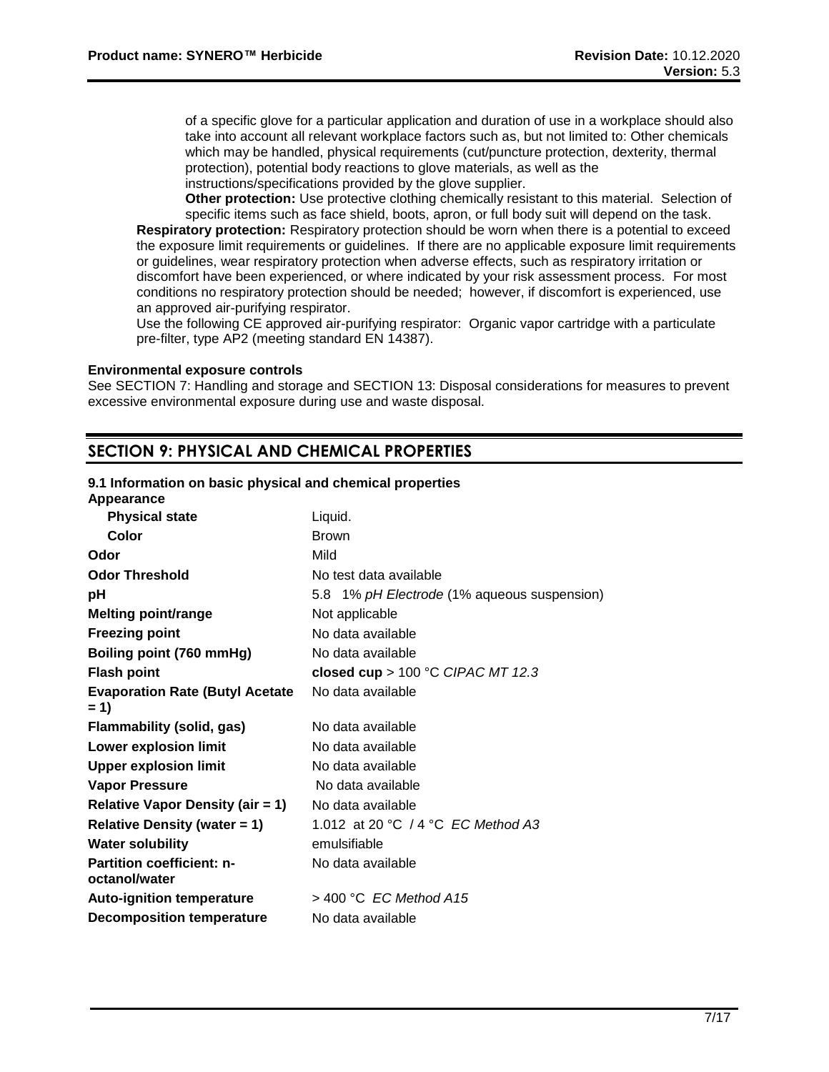of a specific glove for a particular application and duration of use in a workplace should also take into account all relevant workplace factors such as, but not limited to: Other chemicals which may be handled, physical requirements (cut/puncture protection, dexterity, thermal protection), potential body reactions to glove materials, as well as the instructions/specifications provided by the glove supplier.

**Other protection:** Use protective clothing chemically resistant to this material. Selection of specific items such as face shield, boots, apron, or full body suit will depend on the task.

**Respiratory protection:** Respiratory protection should be worn when there is a potential to exceed the exposure limit requirements or guidelines. If there are no applicable exposure limit requirements or guidelines, wear respiratory protection when adverse effects, such as respiratory irritation or discomfort have been experienced, or where indicated by your risk assessment process. For most conditions no respiratory protection should be needed; however, if discomfort is experienced, use an approved air-purifying respirator.

Use the following CE approved air-purifying respirator: Organic vapor cartridge with a particulate pre-filter, type AP2 (meeting standard EN 14387).

**Environmental exposure controls**

See SECTION 7: Handling and storage and SECTION 13: Disposal considerations for measures to prevent excessive environmental exposure during use and waste disposal.

## SECTION 9: PHYSICAL AND CHEMICAL PROPERTIES

**9.1 Information on basic physical and chemical properties**

**Appearance**

| | |
|---|---|
| **Physical state** | Liquid. |
| **Color** | Brown |
| **Odor** | Mild |
| **Odor Threshold** | No test data available |
| **pH** | 5.8 1% *pH Electrode* (1% aqueous suspension) |
| **Melting point/range** | Not applicable |
| **Freezing point** | No data available |
| **Boiling point (760 mmHg)** | No data available |
| **Flash point** | **closed cup** > 100 °C *CIPAC MT 12.3* |
| **Evaporation Rate (Butyl Acetate = 1)** | No data available |
| **Flammability (solid, gas)** | No data available |
| **Lower explosion limit** | No data available |
| **Upper explosion limit** | No data available |
| **Vapor Pressure** | No data available |
| **Relative Vapor Density (air = 1)** | No data available |
| **Relative Density (water = 1)** | 1.012 at 20 °C / 4 °C *EC Method A3* |
| **Water solubility** | emulsifiable |
| **Partition coefficient: n-octanol/water** | No data available |
| **Auto-ignition temperature** | > 400 °C *EC Method A15* |
| **Decomposition temperature** | No data available |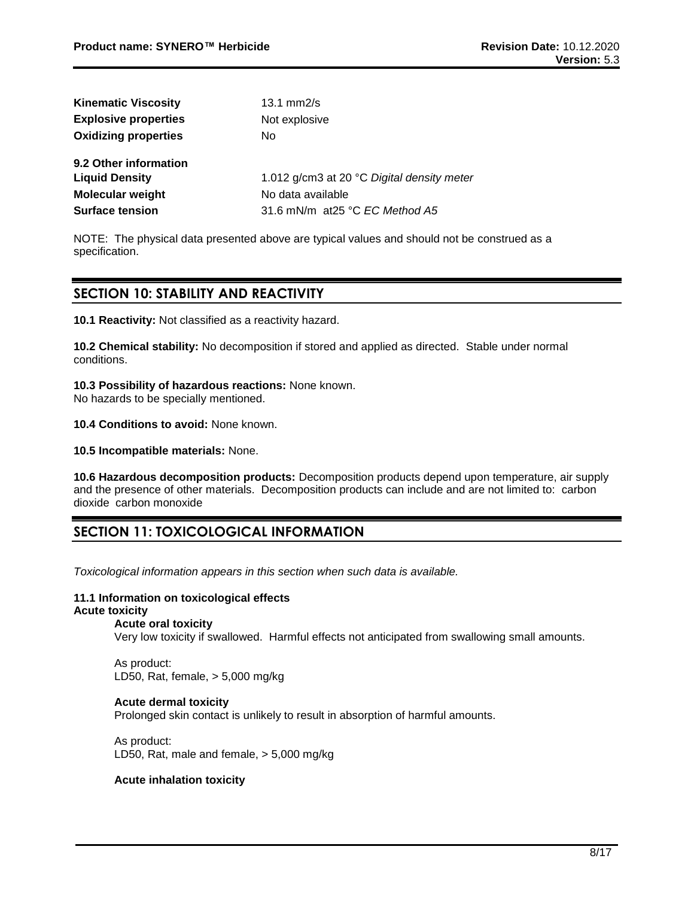| | |
|---|---|
| **Kinematic Viscosity** | 13.1 mm2/s |
| **Explosive properties** | Not explosive |
| **Oxidizing properties** | No |

**9.2 Other information**

| | |
|---|---|
| **Liquid Density** | 1.012 g/cm3 at 20 °C *Digital density meter* |
| **Molecular weight** | No data available |
| **Surface tension** | 31.6 mN/m at25 °C *EC Method A5* |

NOTE: The physical data presented above are typical values and should not be construed as a specification.

## SECTION 10: STABILITY AND REACTIVITY

**10.1 Reactivity:** Not classified as a reactivity hazard.

**10.2 Chemical stability:** No decomposition if stored and applied as directed. Stable under normal conditions.

**10.3 Possibility of hazardous reactions:** None known.
No hazards to be specially mentioned.

**10.4 Conditions to avoid:** None known.

**10.5 Incompatible materials:** None.

**10.6 Hazardous decomposition products:** Decomposition products depend upon temperature, air supply and the presence of other materials. Decomposition products can include and are not limited to: carbon dioxide carbon monoxide

## SECTION 11: TOXICOLOGICAL INFORMATION

*Toxicological information appears in this section when such data is available.*

**11.1 Information on toxicological effects**

**Acute toxicity**

**Acute oral toxicity**

Very low toxicity if swallowed. Harmful effects not anticipated from swallowing small amounts.

As product:
LD50, Rat, female, > 5,000 mg/kg

**Acute dermal toxicity**

Prolonged skin contact is unlikely to result in absorption of harmful amounts.

As product:
LD50, Rat, male and female, > 5,000 mg/kg

**Acute inhalation toxicity**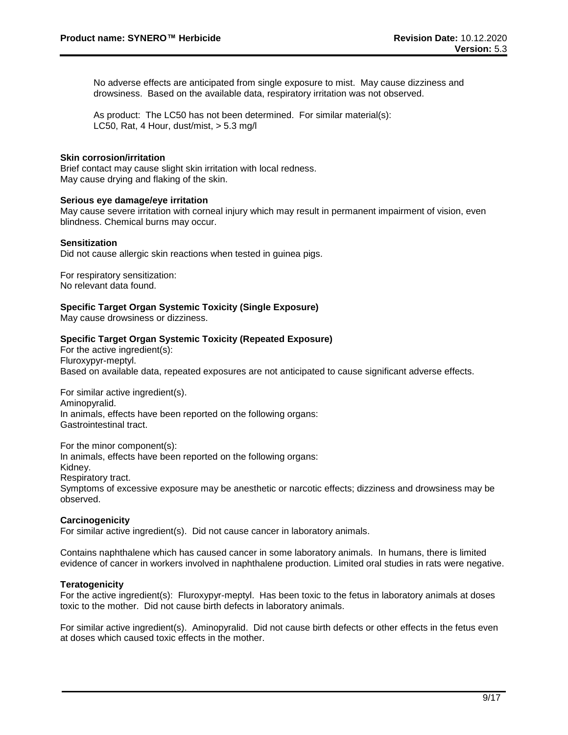No adverse effects are anticipated from single exposure to mist. May cause dizziness and drowsiness. Based on the available data, respiratory irritation was not observed.

As product: The LC50 has not been determined. For similar material(s):
LC50, Rat, 4 Hour, dust/mist, > 5.3 mg/l

**Skin corrosion/irritation**
Brief contact may cause slight skin irritation with local redness.
May cause drying and flaking of the skin.

**Serious eye damage/eye irritation**
May cause severe irritation with corneal injury which may result in permanent impairment of vision, even blindness. Chemical burns may occur.

**Sensitization**
Did not cause allergic skin reactions when tested in guinea pigs.

For respiratory sensitization:
No relevant data found.

**Specific Target Organ Systemic Toxicity (Single Exposure)**
May cause drowsiness or dizziness.

**Specific Target Organ Systemic Toxicity (Repeated Exposure)**
For the active ingredient(s):
Fluroxypyr-meptyl.
Based on available data, repeated exposures are not anticipated to cause significant adverse effects.

For similar active ingredient(s).
Aminopyralid.
In animals, effects have been reported on the following organs:
Gastrointestinal tract.

For the minor component(s):
In animals, effects have been reported on the following organs:
Kidney.
Respiratory tract.
Symptoms of excessive exposure may be anesthetic or narcotic effects; dizziness and drowsiness may be observed.

**Carcinogenicity**
For similar active ingredient(s). Did not cause cancer in laboratory animals.

Contains naphthalene which has caused cancer in some laboratory animals. In humans, there is limited evidence of cancer in workers involved in naphthalene production. Limited oral studies in rats were negative.

**Teratogenicity**
For the active ingredient(s): Fluroxypyr-meptyl. Has been toxic to the fetus in laboratory animals at doses toxic to the mother. Did not cause birth defects in laboratory animals.

For similar active ingredient(s). Aminopyralid. Did not cause birth defects or other effects in the fetus even at doses which caused toxic effects in the mother.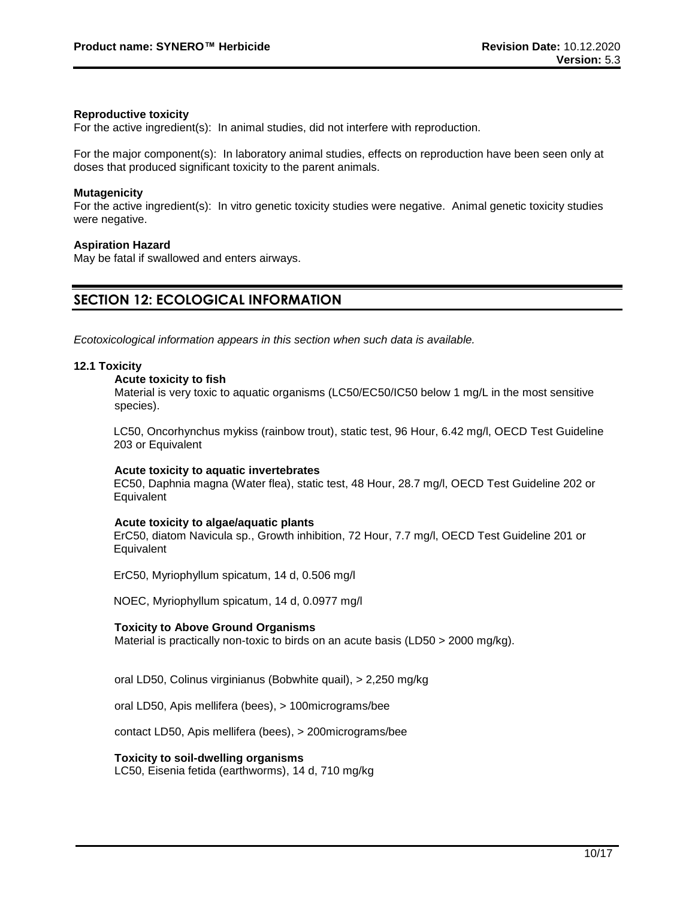**Reproductive toxicity**

For the active ingredient(s): In animal studies, did not interfere with reproduction.

For the major component(s): In laboratory animal studies, effects on reproduction have been seen only at doses that produced significant toxicity to the parent animals.

**Mutagenicity**

For the active ingredient(s): In vitro genetic toxicity studies were negative. Animal genetic toxicity studies were negative.

**Aspiration Hazard**

May be fatal if swallowed and enters airways.

## SECTION 12: ECOLOGICAL INFORMATION

*Ecotoxicological information appears in this section when such data is available.*

### 12.1 Toxicity

**Acute toxicity to fish**

Material is very toxic to aquatic organisms (LC50/EC50/IC50 below 1 mg/L in the most sensitive species).

LC50, Oncorhynchus mykiss (rainbow trout), static test, 96 Hour, 6.42 mg/l, OECD Test Guideline 203 or Equivalent

**Acute toxicity to aquatic invertebrates**

EC50, Daphnia magna (Water flea), static test, 48 Hour, 28.7 mg/l, OECD Test Guideline 202 or Equivalent

**Acute toxicity to algae/aquatic plants**

ErC50, diatom Navicula sp., Growth inhibition, 72 Hour, 7.7 mg/l, OECD Test Guideline 201 or Equivalent

ErC50, Myriophyllum spicatum, 14 d, 0.506 mg/l

NOEC, Myriophyllum spicatum, 14 d, 0.0977 mg/l

**Toxicity to Above Ground Organisms**

Material is practically non-toxic to birds on an acute basis (LD50 > 2000 mg/kg).

oral LD50, Colinus virginianus (Bobwhite quail), > 2,250 mg/kg

oral LD50, Apis mellifera (bees), > 100micrograms/bee

contact LD50, Apis mellifera (bees), > 200micrograms/bee

**Toxicity to soil-dwelling organisms**

LC50, Eisenia fetida (earthworms), 14 d, 710 mg/kg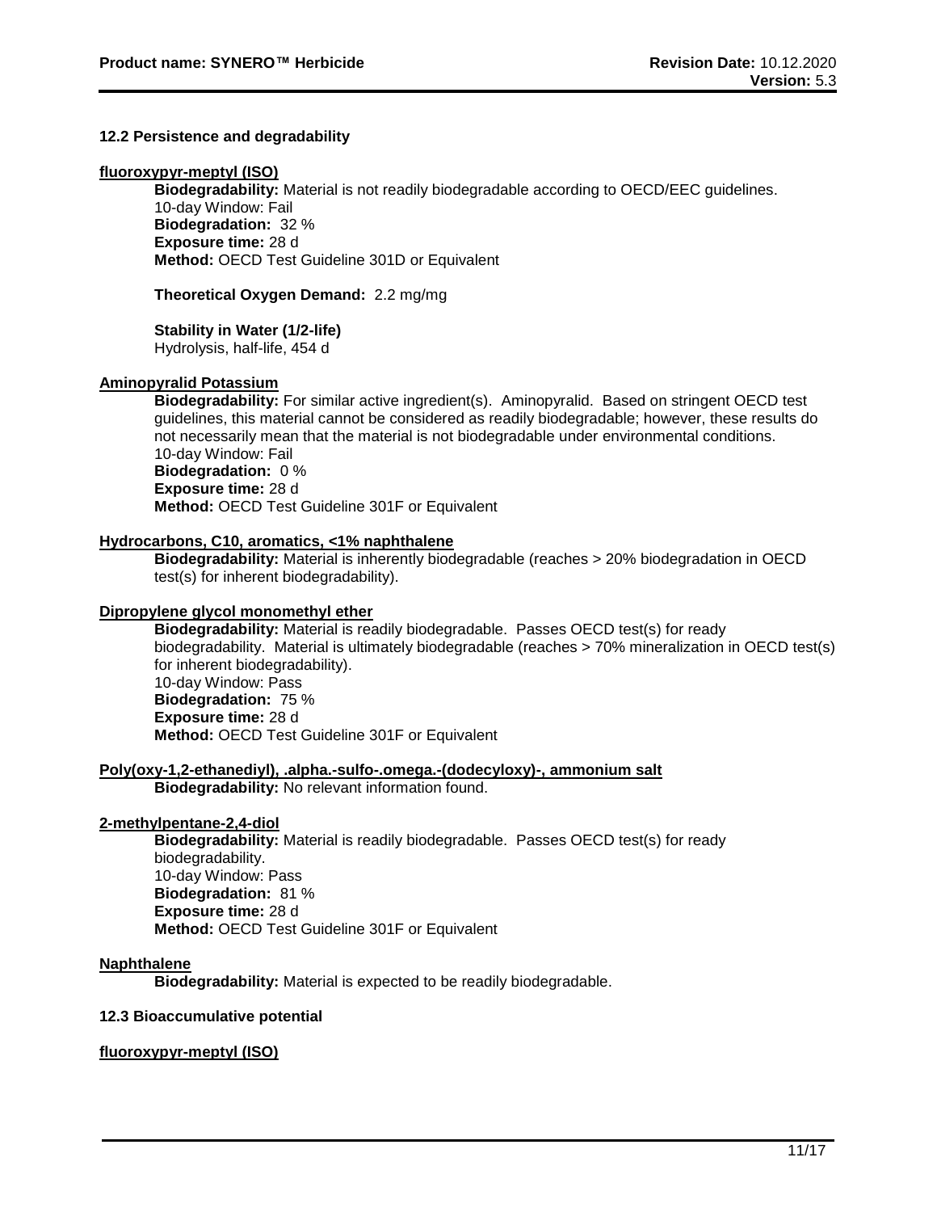### 12.2 Persistence and degradability

**fluoroxypyr-meptyl (ISO)**

**Biodegradability:** Material is not readily biodegradable according to OECD/EEC guidelines.
10-day Window: Fail
**Biodegradation:** 32 %
**Exposure time:** 28 d
**Method:** OECD Test Guideline 301D or Equivalent

**Theoretical Oxygen Demand:** 2.2 mg/mg

**Stability in Water (1/2-life)**
Hydrolysis, half-life, 454 d

**Aminopyralid Potassium**

**Biodegradability:** For similar active ingredient(s). Aminopyralid. Based on stringent OECD test guidelines, this material cannot be considered as readily biodegradable; however, these results do not necessarily mean that the material is not biodegradable under environmental conditions.
10-day Window: Fail
**Biodegradation:** 0 %
**Exposure time:** 28 d
**Method:** OECD Test Guideline 301F or Equivalent

**Hydrocarbons, C10, aromatics, <1% naphthalene**

**Biodegradability:** Material is inherently biodegradable (reaches > 20% biodegradation in OECD test(s) for inherent biodegradability).

**Dipropylene glycol monomethyl ether**

**Biodegradability:** Material is readily biodegradable. Passes OECD test(s) for ready biodegradability. Material is ultimately biodegradable (reaches > 70% mineralization in OECD test(s) for inherent biodegradability).
10-day Window: Pass
**Biodegradation:** 75 %
**Exposure time:** 28 d
**Method:** OECD Test Guideline 301F or Equivalent

**Poly(oxy-1,2-ethanediyl), .alpha.-sulfo-.omega.-(dodecyloxy)-, ammonium salt**

**Biodegradability:** No relevant information found.

**2-methylpentane-2,4-diol**

**Biodegradability:** Material is readily biodegradable. Passes OECD test(s) for ready biodegradability.
10-day Window: Pass
**Biodegradation:** 81 %
**Exposure time:** 28 d
**Method:** OECD Test Guideline 301F or Equivalent

**Naphthalene**

**Biodegradability:** Material is expected to be readily biodegradable.

### 12.3 Bioaccumulative potential

**fluoroxypyr-meptyl (ISO)**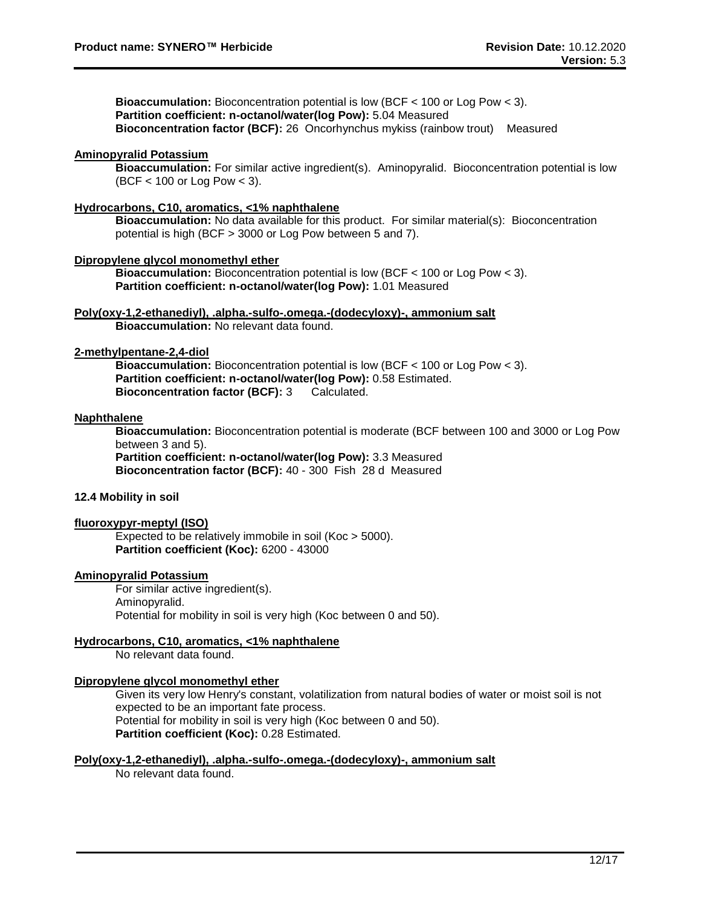**Bioaccumulation:** Bioconcentration potential is low (BCF < 100 or Log Pow < 3).
**Partition coefficient: n-octanol/water(log Pow):** 5.04 Measured
**Bioconcentration factor (BCF):** 26 Oncorhynchus mykiss (rainbow trout) Measured

**Aminopyralid Potassium**

**Bioaccumulation:** For similar active ingredient(s). Aminopyralid. Bioconcentration potential is low (BCF < 100 or Log Pow < 3).

**Hydrocarbons, C10, aromatics, <1% naphthalene**

**Bioaccumulation:** No data available for this product. For similar material(s): Bioconcentration potential is high (BCF > 3000 or Log Pow between 5 and 7).

**Dipropylene glycol monomethyl ether**

**Bioaccumulation:** Bioconcentration potential is low (BCF < 100 or Log Pow < 3).
**Partition coefficient: n-octanol/water(log Pow):** 1.01 Measured

**Poly(oxy-1,2-ethanediyl), .alpha.-sulfo-.omega.-(dodecyloxy)-, ammonium salt**

**Bioaccumulation:** No relevant data found.

**2-methylpentane-2,4-diol**

**Bioaccumulation:** Bioconcentration potential is low (BCF < 100 or Log Pow < 3).
**Partition coefficient: n-octanol/water(log Pow):** 0.58 Estimated.
**Bioconcentration factor (BCF):** 3 Calculated.

**Naphthalene**

**Bioaccumulation:** Bioconcentration potential is moderate (BCF between 100 and 3000 or Log Pow between 3 and 5).
**Partition coefficient: n-octanol/water(log Pow):** 3.3 Measured
**Bioconcentration factor (BCF):** 40 - 300 Fish 28 d Measured

**12.4 Mobility in soil**

**fluoroxypyr-meptyl (ISO)**

Expected to be relatively immobile in soil (Koc > 5000).
**Partition coefficient (Koc):** 6200 - 43000

**Aminopyralid Potassium**

For similar active ingredient(s).
Aminopyralid.
Potential for mobility in soil is very high (Koc between 0 and 50).

**Hydrocarbons, C10, aromatics, <1% naphthalene**

No relevant data found.

**Dipropylene glycol monomethyl ether**

Given its very low Henry's constant, volatilization from natural bodies of water or moist soil is not expected to be an important fate process.
Potential for mobility in soil is very high (Koc between 0 and 50).
**Partition coefficient (Koc):** 0.28 Estimated.

**Poly(oxy-1,2-ethanediyl), .alpha.-sulfo-.omega.-(dodecyloxy)-, ammonium salt**

No relevant data found.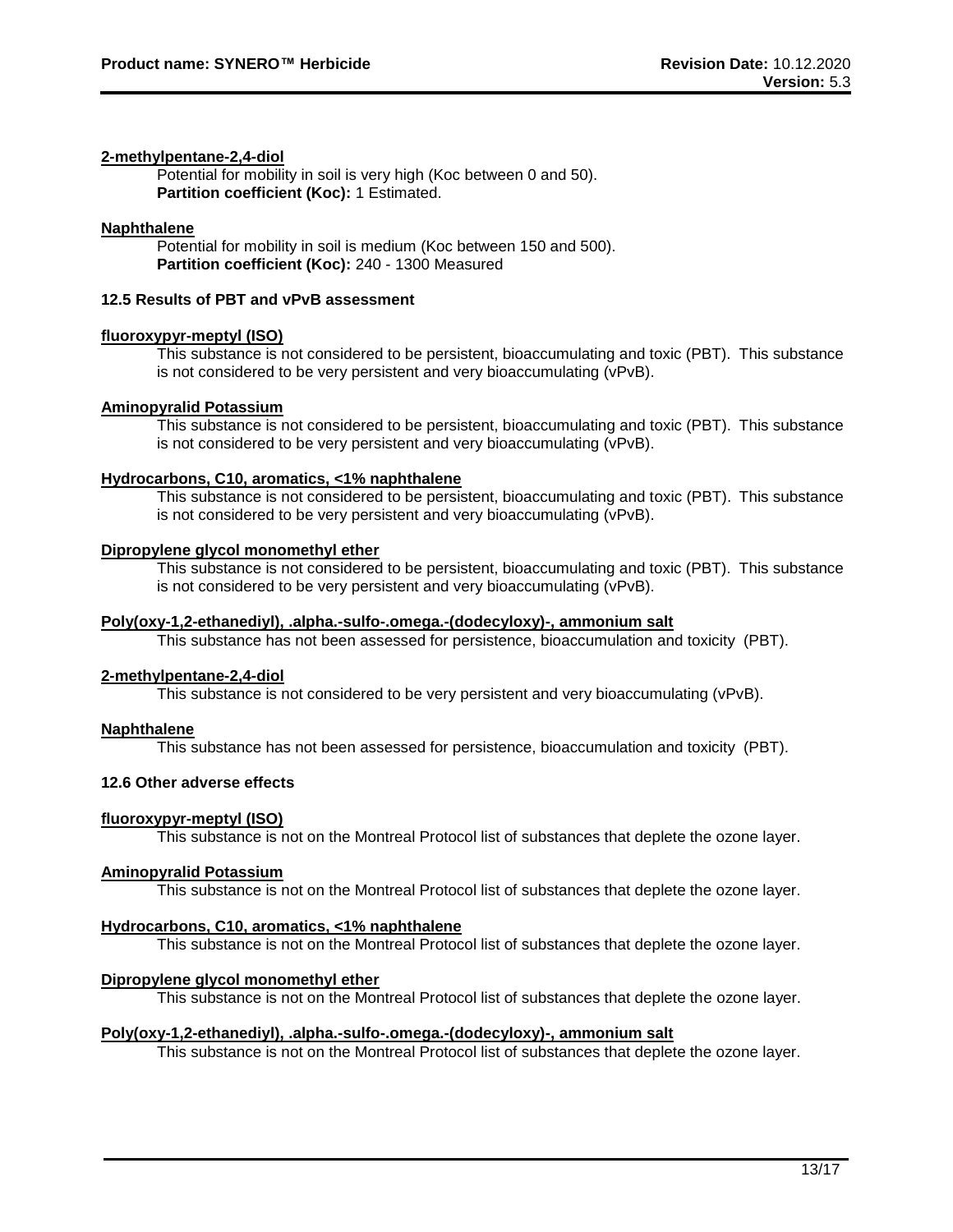**2-methylpentane-2,4-diol**

Potential for mobility in soil is very high (Koc between 0 and 50).
**Partition coefficient (Koc):** 1 Estimated.

**Naphthalene**

Potential for mobility in soil is medium (Koc between 150 and 500).
**Partition coefficient (Koc):** 240 - 1300 Measured

### 12.5 Results of PBT and vPvB assessment

**fluoroxypyr-meptyl (ISO)**

This substance is not considered to be persistent, bioaccumulating and toxic (PBT). This substance is not considered to be very persistent and very bioaccumulating (vPvB).

**Aminopyralid Potassium**

This substance is not considered to be persistent, bioaccumulating and toxic (PBT). This substance is not considered to be very persistent and very bioaccumulating (vPvB).

**Hydrocarbons, C10, aromatics, <1% naphthalene**

This substance is not considered to be persistent, bioaccumulating and toxic (PBT). This substance is not considered to be very persistent and very bioaccumulating (vPvB).

**Dipropylene glycol monomethyl ether**

This substance is not considered to be persistent, bioaccumulating and toxic (PBT). This substance is not considered to be very persistent and very bioaccumulating (vPvB).

**Poly(oxy-1,2-ethanediyl), .alpha.-sulfo-.omega.-(dodecyloxy)-, ammonium salt**

This substance has not been assessed for persistence, bioaccumulation and toxicity (PBT).

**2-methylpentane-2,4-diol**

This substance is not considered to be very persistent and very bioaccumulating (vPvB).

**Naphthalene**

This substance has not been assessed for persistence, bioaccumulation and toxicity (PBT).

### 12.6 Other adverse effects

**fluoroxypyr-meptyl (ISO)**

This substance is not on the Montreal Protocol list of substances that deplete the ozone layer.

**Aminopyralid Potassium**

This substance is not on the Montreal Protocol list of substances that deplete the ozone layer.

**Hydrocarbons, C10, aromatics, <1% naphthalene**

This substance is not on the Montreal Protocol list of substances that deplete the ozone layer.

**Dipropylene glycol monomethyl ether**

This substance is not on the Montreal Protocol list of substances that deplete the ozone layer.

**Poly(oxy-1,2-ethanediyl), .alpha.-sulfo-.omega.-(dodecyloxy)-, ammonium salt**

This substance is not on the Montreal Protocol list of substances that deplete the ozone layer.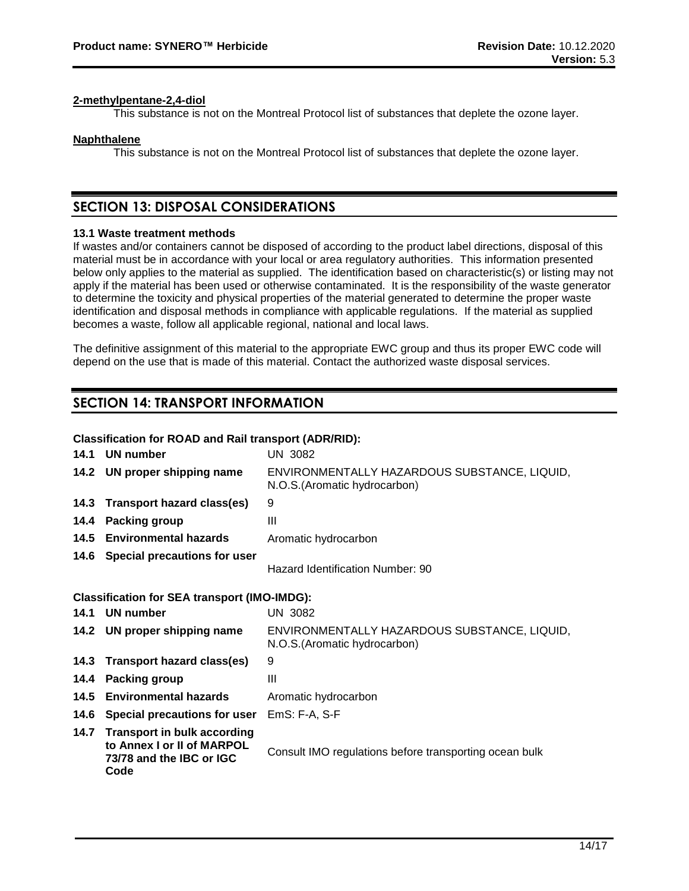**2-methylpentane-2,4-diol**

This substance is not on the Montreal Protocol list of substances that deplete the ozone layer.

**Naphthalene**

This substance is not on the Montreal Protocol list of substances that deplete the ozone layer.

## SECTION 13: DISPOSAL CONSIDERATIONS

**13.1 Waste treatment methods**

If wastes and/or containers cannot be disposed of according to the product label directions, disposal of this material must be in accordance with your local or area regulatory authorities. This information presented below only applies to the material as supplied. The identification based on characteristic(s) or listing may not apply if the material has been used or otherwise contaminated. It is the responsibility of the waste generator to determine the toxicity and physical properties of the material generated to determine the proper waste identification and disposal methods in compliance with applicable regulations. If the material as supplied becomes a waste, follow all applicable regional, national and local laws.

The definitive assignment of this material to the appropriate EWC group and thus its proper EWC code will depend on the use that is made of this material. Contact the authorized waste disposal services.

## SECTION 14: TRANSPORT INFORMATION

**Classification for ROAD and Rail transport (ADR/RID):**

| | | |
|---|---|---|
| **14.1** | **UN number** | UN 3082 |
| **14.2** | **UN proper shipping name** | ENVIRONMENTALLY HAZARDOUS SUBSTANCE, LIQUID, N.O.S.(Aromatic hydrocarbon) |
| **14.3** | **Transport hazard class(es)** | 9 |
| **14.4** | **Packing group** | III |
| **14.5** | **Environmental hazards** | Aromatic hydrocarbon |
| **14.6** | **Special precautions for user** | Hazard Identification Number: 90 |

**Classification for SEA transport (IMO-IMDG):**

| | | |
|---|---|---|
| **14.1** | **UN number** | UN 3082 |
| **14.2** | **UN proper shipping name** | ENVIRONMENTALLY HAZARDOUS SUBSTANCE, LIQUID, N.O.S.(Aromatic hydrocarbon) |
| **14.3** | **Transport hazard class(es)** | 9 |
| **14.4** | **Packing group** | III |
| **14.5** | **Environmental hazards** | Aromatic hydrocarbon |
| **14.6** | **Special precautions for user** | EmS: F-A, S-F |
| **14.7** | **Transport in bulk according to Annex I or II of MARPOL 73/78 and the IBC or IGC Code** | Consult IMO regulations before transporting ocean bulk |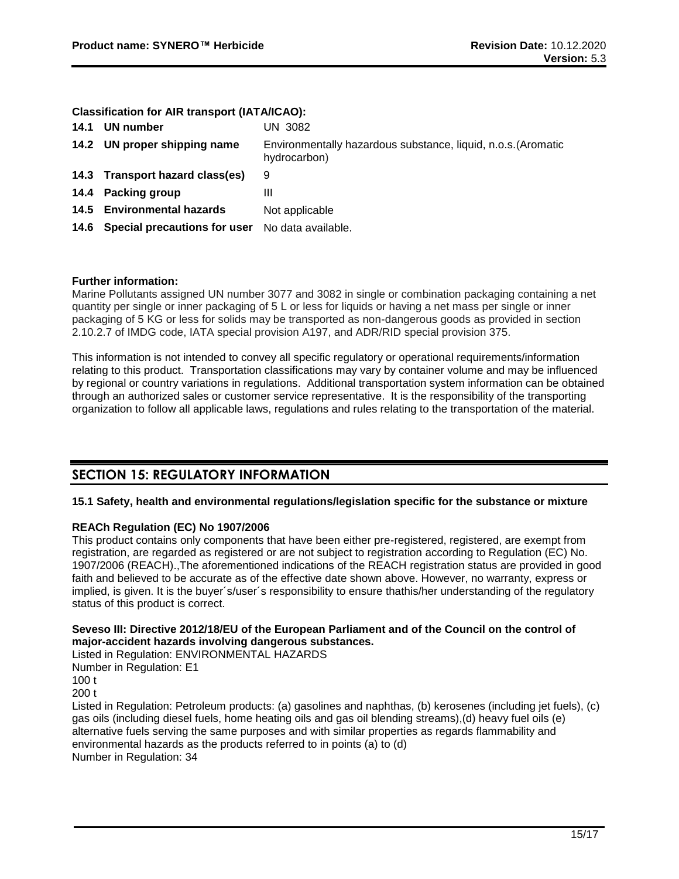**Classification for AIR transport (IATA/ICAO):**

| | |
|---|---|
| **14.1 UN number** | UN 3082 |
| **14.2 UN proper shipping name** | Environmentally hazardous substance, liquid, n.o.s.(Aromatic hydrocarbon) |
| **14.3 Transport hazard class(es)** | 9 |
| **14.4 Packing group** | III |
| **14.5 Environmental hazards** | Not applicable |
| **14.6 Special precautions for user** | No data available. |

**Further information:**

Marine Pollutants assigned UN number 3077 and 3082 in single or combination packaging containing a net quantity per single or inner packaging of 5 L or less for liquids or having a net mass per single or inner packaging of 5 KG or less for solids may be transported as non-dangerous goods as provided in section 2.10.2.7 of IMDG code, IATA special provision A197, and ADR/RID special provision 375.

This information is not intended to convey all specific regulatory or operational requirements/information relating to this product. Transportation classifications may vary by container volume and may be influenced by regional or country variations in regulations. Additional transportation system information can be obtained through an authorized sales or customer service representative. It is the responsibility of the transporting organization to follow all applicable laws, regulations and rules relating to the transportation of the material.

## SECTION 15: REGULATORY INFORMATION

**15.1 Safety, health and environmental regulations/legislation specific for the substance or mixture**

**REACh Regulation (EC) No 1907/2006**

This product contains only components that have been either pre-registered, registered, are exempt from registration, are regarded as registered or are not subject to registration according to Regulation (EC) No. 1907/2006 (REACH).,The aforementioned indications of the REACH registration status are provided in good faith and believed to be accurate as of the effective date shown above. However, no warranty, express or implied, is given. It is the buyer´s/user´s responsibility to ensure thathis/her understanding of the regulatory status of this product is correct.

**Seveso III: Directive 2012/18/EU of the European Parliament and of the Council on the control of major-accident hazards involving dangerous substances.**

Listed in Regulation: ENVIRONMENTAL HAZARDS
Number in Regulation: E1
100 t
200 t
Listed in Regulation: Petroleum products: (a) gasolines and naphthas, (b) kerosenes (including jet fuels), (c) gas oils (including diesel fuels, home heating oils and gas oil blending streams),(d) heavy fuel oils (e) alternative fuels serving the same purposes and with similar properties as regards flammability and environmental hazards as the products referred to in points (a) to (d)
Number in Regulation: 34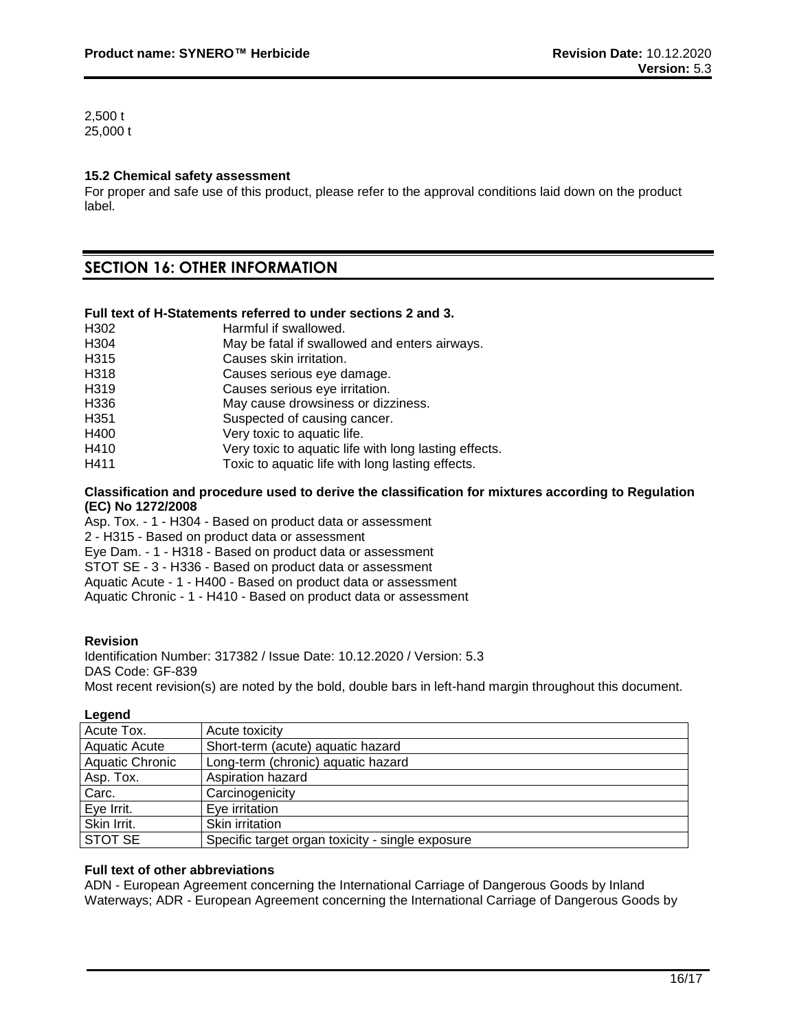2,500 t
25,000 t

### 15.2 Chemical safety assessment

For proper and safe use of this product, please refer to the approval conditions laid down on the product label.

## SECTION 16: OTHER INFORMATION

**Full text of H-Statements referred to under sections 2 and 3.**

| | |
|---|---|
| H302 | Harmful if swallowed. |
| H304 | May be fatal if swallowed and enters airways. |
| H315 | Causes skin irritation. |
| H318 | Causes serious eye damage. |
| H319 | Causes serious eye irritation. |
| H336 | May cause drowsiness or dizziness. |
| H351 | Suspected of causing cancer. |
| H400 | Very toxic to aquatic life. |
| H410 | Very toxic to aquatic life with long lasting effects. |
| H411 | Toxic to aquatic life with long lasting effects. |

**Classification and procedure used to derive the classification for mixtures according to Regulation (EC) No 1272/2008**

Asp. Tox. - 1 - H304 - Based on product data or assessment
2 - H315 - Based on product data or assessment
Eye Dam. - 1 - H318 - Based on product data or assessment
STOT SE - 3 - H336 - Based on product data or assessment
Aquatic Acute - 1 - H400 - Based on product data or assessment
Aquatic Chronic - 1 - H410 - Based on product data or assessment

**Revision**

Identification Number: 317382 / Issue Date: 10.12.2020 / Version: 5.3
DAS Code: GF-839
Most recent revision(s) are noted by the bold, double bars in left-hand margin throughout this document.

**Legend**

| | |
|---|---|
| Acute Tox. | Acute toxicity |
| Aquatic Acute | Short-term (acute) aquatic hazard |
| Aquatic Chronic | Long-term (chronic) aquatic hazard |
| Asp. Tox. | Aspiration hazard |
| Carc. | Carcinogenicity |
| Eye Irrit. | Eye irritation |
| Skin Irrit. | Skin irritation |
| STOT SE | Specific target organ toxicity - single exposure |

**Full text of other abbreviations**

ADN - European Agreement concerning the International Carriage of Dangerous Goods by Inland Waterways; ADR - European Agreement concerning the International Carriage of Dangerous Goods by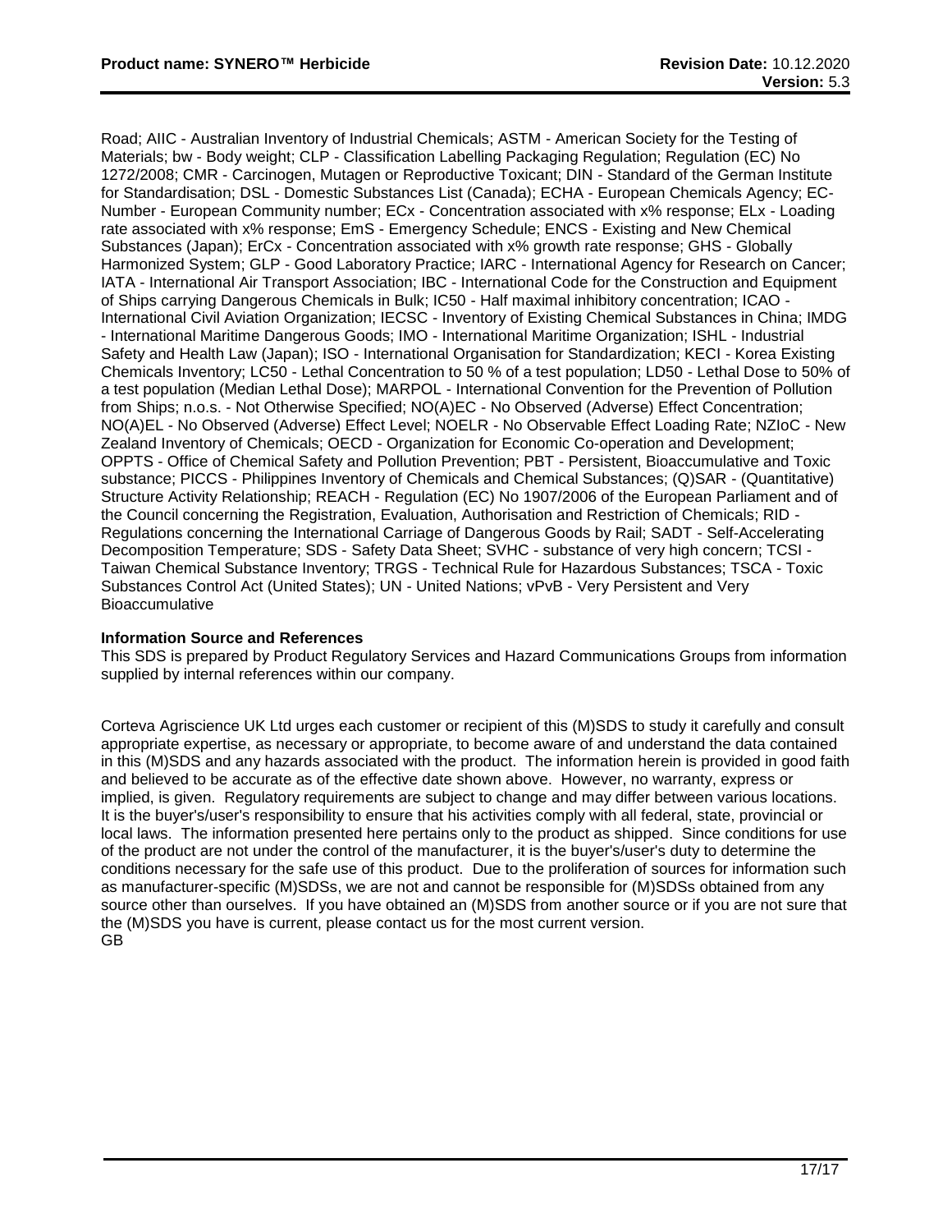Road; AIIC - Australian Inventory of Industrial Chemicals; ASTM - American Society for the Testing of Materials; bw - Body weight; CLP - Classification Labelling Packaging Regulation; Regulation (EC) No 1272/2008; CMR - Carcinogen, Mutagen or Reproductive Toxicant; DIN - Standard of the German Institute for Standardisation; DSL - Domestic Substances List (Canada); ECHA - European Chemicals Agency; EC-Number - European Community number; ECx - Concentration associated with x% response; ELx - Loading rate associated with x% response; EmS - Emergency Schedule; ENCS - Existing and New Chemical Substances (Japan); ErCx - Concentration associated with x% growth rate response; GHS - Globally Harmonized System; GLP - Good Laboratory Practice; IARC - International Agency for Research on Cancer; IATA - International Air Transport Association; IBC - International Code for the Construction and Equipment of Ships carrying Dangerous Chemicals in Bulk; IC50 - Half maximal inhibitory concentration; ICAO - International Civil Aviation Organization; IECSC - Inventory of Existing Chemical Substances in China; IMDG - International Maritime Dangerous Goods; IMO - International Maritime Organization; ISHL - Industrial Safety and Health Law (Japan); ISO - International Organisation for Standardization; KECI - Korea Existing Chemicals Inventory; LC50 - Lethal Concentration to 50 % of a test population; LD50 - Lethal Dose to 50% of a test population (Median Lethal Dose); MARPOL - International Convention for the Prevention of Pollution from Ships; n.o.s. - Not Otherwise Specified; NO(A)EC - No Observed (Adverse) Effect Concentration; NO(A)EL - No Observed (Adverse) Effect Level; NOELR - No Observable Effect Loading Rate; NZIoC - New Zealand Inventory of Chemicals; OECD - Organization for Economic Co-operation and Development; OPPTS - Office of Chemical Safety and Pollution Prevention; PBT - Persistent, Bioaccumulative and Toxic substance; PICCS - Philippines Inventory of Chemicals and Chemical Substances; (Q)SAR - (Quantitative) Structure Activity Relationship; REACH - Regulation (EC) No 1907/2006 of the European Parliament and of the Council concerning the Registration, Evaluation, Authorisation and Restriction of Chemicals; RID - Regulations concerning the International Carriage of Dangerous Goods by Rail; SADT - Self-Accelerating Decomposition Temperature; SDS - Safety Data Sheet; SVHC - substance of very high concern; TCSI - Taiwan Chemical Substance Inventory; TRGS - Technical Rule for Hazardous Substances; TSCA - Toxic Substances Control Act (United States); UN - United Nations; vPvB - Very Persistent and Very Bioaccumulative

**Information Source and References**

This SDS is prepared by Product Regulatory Services and Hazard Communications Groups from information supplied by internal references within our company.

Corteva Agriscience UK Ltd urges each customer or recipient of this (M)SDS to study it carefully and consult appropriate expertise, as necessary or appropriate, to become aware of and understand the data contained in this (M)SDS and any hazards associated with the product. The information herein is provided in good faith and believed to be accurate as of the effective date shown above. However, no warranty, express or implied, is given. Regulatory requirements are subject to change and may differ between various locations. It is the buyer's/user's responsibility to ensure that his activities comply with all federal, state, provincial or local laws. The information presented here pertains only to the product as shipped. Since conditions for use of the product are not under the control of the manufacturer, it is the buyer's/user's duty to determine the conditions necessary for the safe use of this product. Due to the proliferation of sources for information such as manufacturer-specific (M)SDSs, we are not and cannot be responsible for (M)SDSs obtained from any source other than ourselves. If you have obtained an (M)SDS from another source or if you are not sure that the (M)SDS you have is current, please contact us for the most current version.

GB